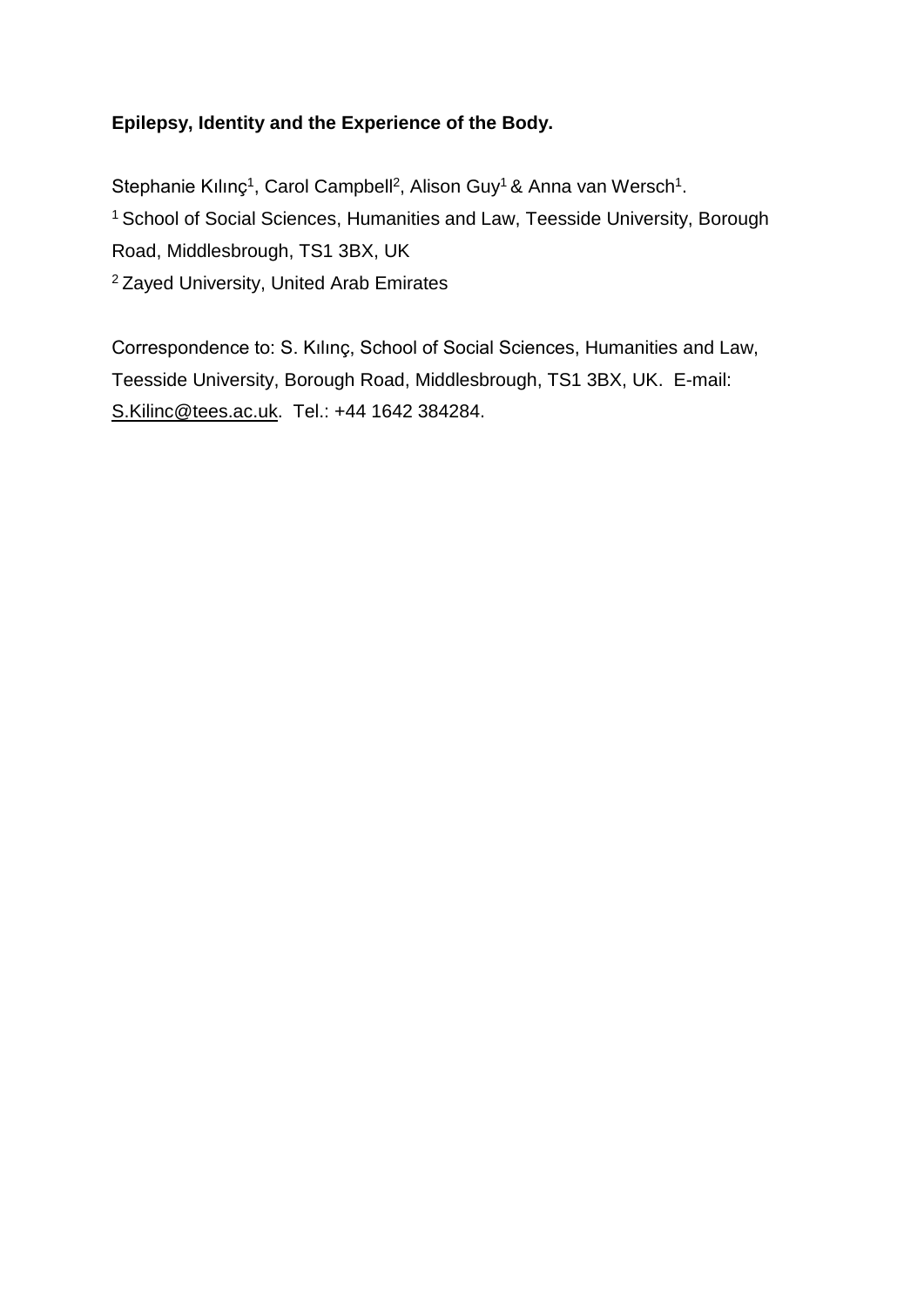# Epilepsy, Identity and the Experience of the Body.

Stephanie Kılınç[1], Carol Campbell[2], Alison Guy[1] & Anna van Wersch[1].

[1] School of Social Sciences, Humanities and Law, Teesside University, Borough Road, Middlesbrough, TS1 3BX, UK

[2] Zayed University, United Arab Emirates

Correspondence to: S. Kılınç, School of Social Sciences, Humanities and Law, Teesside University, Borough Road, Middlesbrough, TS1 3BX, UK. E-mail: S.Kilinc@tees.ac.uk. Tel.: +44 1642 384284.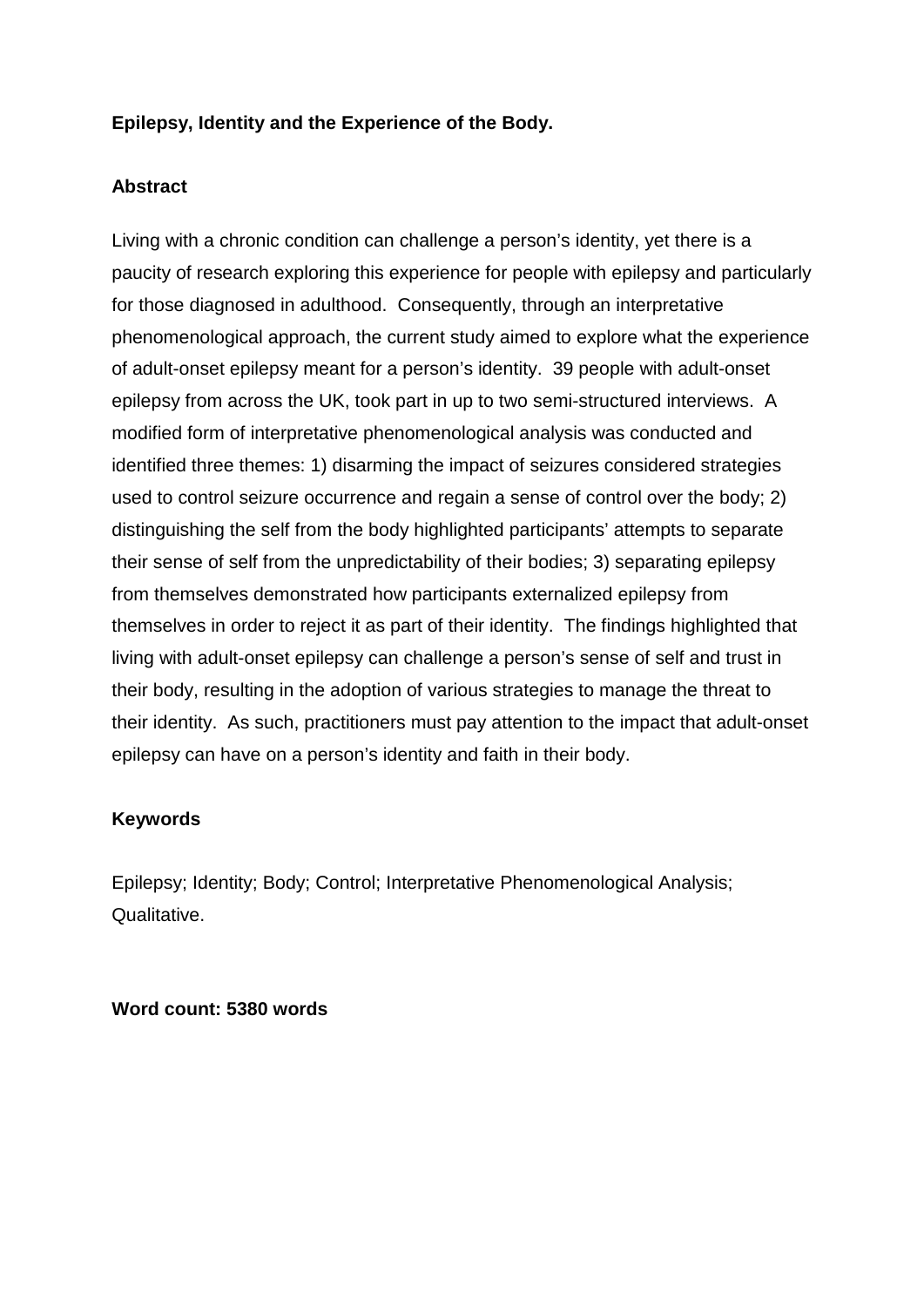**Epilepsy, Identity and the Experience of the Body.**

**Abstract**

Living with a chronic condition can challenge a person's identity, yet there is a paucity of research exploring this experience for people with epilepsy and particularly for those diagnosed in adulthood. Consequently, through an interpretative phenomenological approach, the current study aimed to explore what the experience of adult-onset epilepsy meant for a person's identity. 39 people with adult-onset epilepsy from across the UK, took part in up to two semi-structured interviews. A modified form of interpretative phenomenological analysis was conducted and identified three themes: 1) disarming the impact of seizures considered strategies used to control seizure occurrence and regain a sense of control over the body; 2) distinguishing the self from the body highlighted participants' attempts to separate their sense of self from the unpredictability of their bodies; 3) separating epilepsy from themselves demonstrated how participants externalized epilepsy from themselves in order to reject it as part of their identity. The findings highlighted that living with adult-onset epilepsy can challenge a person's sense of self and trust in their body, resulting in the adoption of various strategies to manage the threat to their identity. As such, practitioners must pay attention to the impact that adult-onset epilepsy can have on a person's identity and faith in their body.

**Keywords**

Epilepsy; Identity; Body; Control; Interpretative Phenomenological Analysis; Qualitative.

**Word count: 5380 words**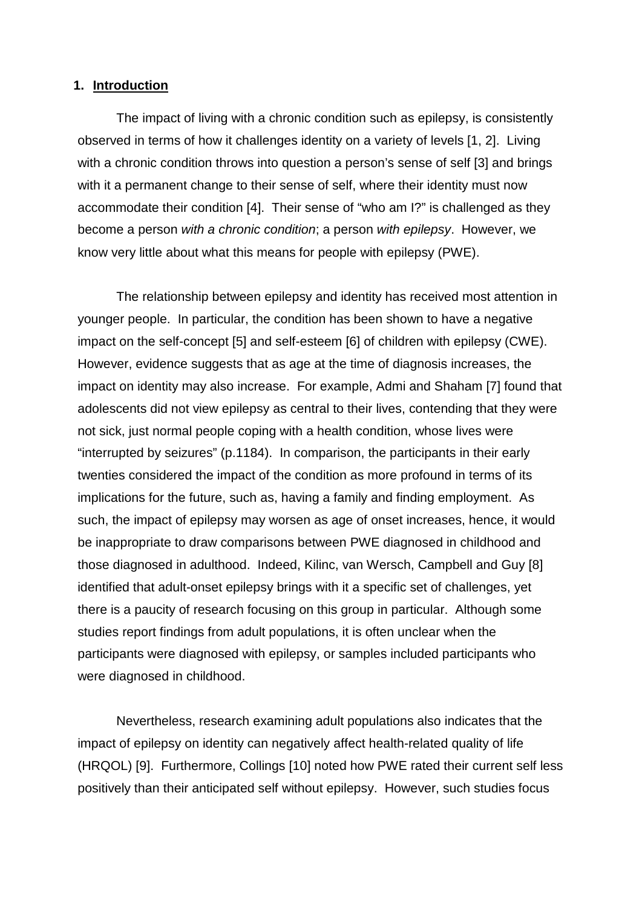## 1. **Introduction**

The impact of living with a chronic condition such as epilepsy, is consistently observed in terms of how it challenges identity on a variety of levels [1, 2]. Living with a chronic condition throws into question a person's sense of self [3] and brings with it a permanent change to their sense of self, where their identity must now accommodate their condition [4]. Their sense of "who am I?" is challenged as they become a person *with a chronic condition*; a person *with epilepsy*. However, we know very little about what this means for people with epilepsy (PWE).

The relationship between epilepsy and identity has received most attention in younger people. In particular, the condition has been shown to have a negative impact on the self-concept [5] and self-esteem [6] of children with epilepsy (CWE). However, evidence suggests that as age at the time of diagnosis increases, the impact on identity may also increase. For example, Admi and Shaham [7] found that adolescents did not view epilepsy as central to their lives, contending that they were not sick, just normal people coping with a health condition, whose lives were "interrupted by seizures" (p.1184). In comparison, the participants in their early twenties considered the impact of the condition as more profound in terms of its implications for the future, such as, having a family and finding employment. As such, the impact of epilepsy may worsen as age of onset increases, hence, it would be inappropriate to draw comparisons between PWE diagnosed in childhood and those diagnosed in adulthood. Indeed, Kilinc, van Wersch, Campbell and Guy [8] identified that adult-onset epilepsy brings with it a specific set of challenges, yet there is a paucity of research focusing on this group in particular. Although some studies report findings from adult populations, it is often unclear when the participants were diagnosed with epilepsy, or samples included participants who were diagnosed in childhood.

Nevertheless, research examining adult populations also indicates that the impact of epilepsy on identity can negatively affect health-related quality of life (HRQOL) [9]. Furthermore, Collings [10] noted how PWE rated their current self less positively than their anticipated self without epilepsy. However, such studies focus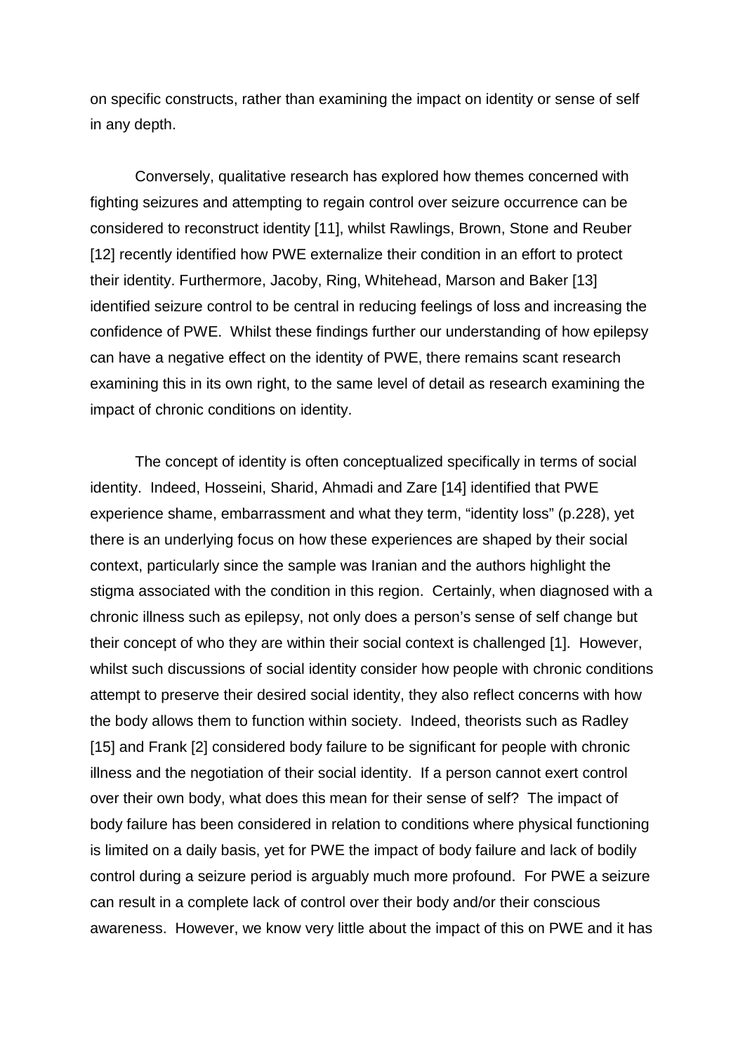on specific constructs, rather than examining the impact on identity or sense of self in any depth.

Conversely, qualitative research has explored how themes concerned with fighting seizures and attempting to regain control over seizure occurrence can be considered to reconstruct identity [11], whilst Rawlings, Brown, Stone and Reuber [12] recently identified how PWE externalize their condition in an effort to protect their identity. Furthermore, Jacoby, Ring, Whitehead, Marson and Baker [13] identified seizure control to be central in reducing feelings of loss and increasing the confidence of PWE. Whilst these findings further our understanding of how epilepsy can have a negative effect on the identity of PWE, there remains scant research examining this in its own right, to the same level of detail as research examining the impact of chronic conditions on identity.

The concept of identity is often conceptualized specifically in terms of social identity. Indeed, Hosseini, Sharid, Ahmadi and Zare [14] identified that PWE experience shame, embarrassment and what they term, "identity loss" (p.228), yet there is an underlying focus on how these experiences are shaped by their social context, particularly since the sample was Iranian and the authors highlight the stigma associated with the condition in this region. Certainly, when diagnosed with a chronic illness such as epilepsy, not only does a person's sense of self change but their concept of who they are within their social context is challenged [1]. However, whilst such discussions of social identity consider how people with chronic conditions attempt to preserve their desired social identity, they also reflect concerns with how the body allows them to function within society. Indeed, theorists such as Radley [15] and Frank [2] considered body failure to be significant for people with chronic illness and the negotiation of their social identity. If a person cannot exert control over their own body, what does this mean for their sense of self? The impact of body failure has been considered in relation to conditions where physical functioning is limited on a daily basis, yet for PWE the impact of body failure and lack of bodily control during a seizure period is arguably much more profound. For PWE a seizure can result in a complete lack of control over their body and/or their conscious awareness. However, we know very little about the impact of this on PWE and it has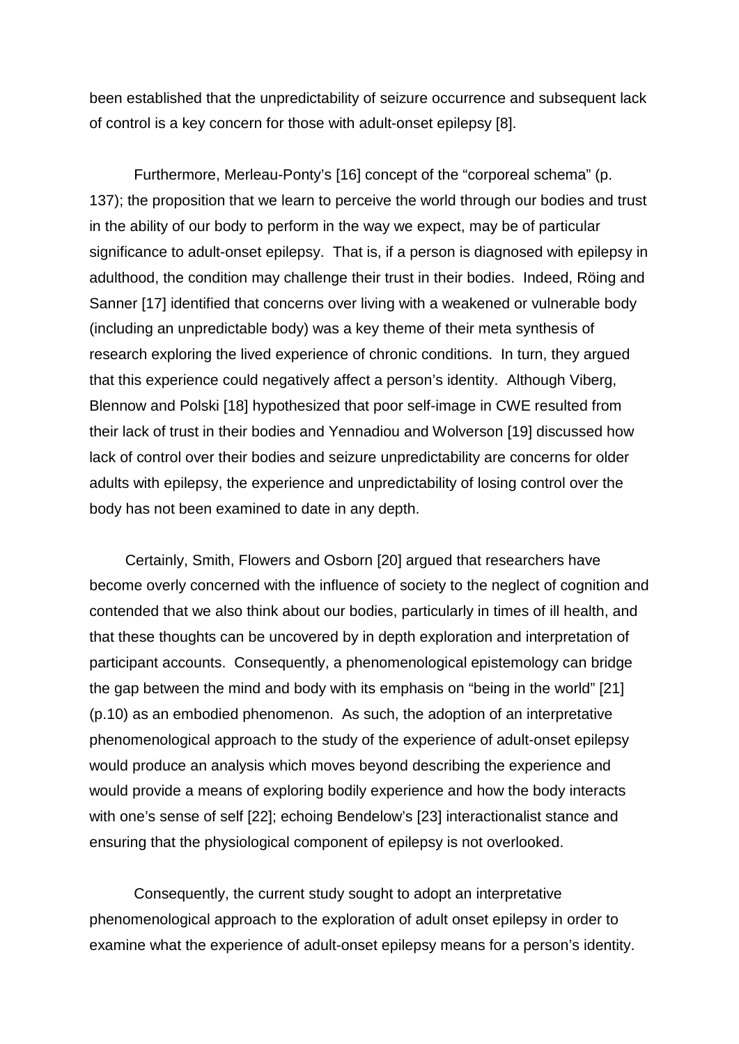been established that the unpredictability of seizure occurrence and subsequent lack of control is a key concern for those with adult-onset epilepsy [8].

Furthermore, Merleau-Ponty's [16] concept of the "corporeal schema" (p. 137); the proposition that we learn to perceive the world through our bodies and trust in the ability of our body to perform in the way we expect, may be of particular significance to adult-onset epilepsy. That is, if a person is diagnosed with epilepsy in adulthood, the condition may challenge their trust in their bodies. Indeed, Röing and Sanner [17] identified that concerns over living with a weakened or vulnerable body (including an unpredictable body) was a key theme of their meta synthesis of research exploring the lived experience of chronic conditions. In turn, they argued that this experience could negatively affect a person's identity. Although Viberg, Blennow and Polski [18] hypothesized that poor self-image in CWE resulted from their lack of trust in their bodies and Yennadiou and Wolverson [19] discussed how lack of control over their bodies and seizure unpredictability are concerns for older adults with epilepsy, the experience and unpredictability of losing control over the body has not been examined to date in any depth.

Certainly, Smith, Flowers and Osborn [20] argued that researchers have become overly concerned with the influence of society to the neglect of cognition and contended that we also think about our bodies, particularly in times of ill health, and that these thoughts can be uncovered by in depth exploration and interpretation of participant accounts. Consequently, a phenomenological epistemology can bridge the gap between the mind and body with its emphasis on "being in the world" [21] (p.10) as an embodied phenomenon. As such, the adoption of an interpretative phenomenological approach to the study of the experience of adult-onset epilepsy would produce an analysis which moves beyond describing the experience and would provide a means of exploring bodily experience and how the body interacts with one's sense of self [22]; echoing Bendelow's [23] interactionalist stance and ensuring that the physiological component of epilepsy is not overlooked.

Consequently, the current study sought to adopt an interpretative phenomenological approach to the exploration of adult onset epilepsy in order to examine what the experience of adult-onset epilepsy means for a person's identity.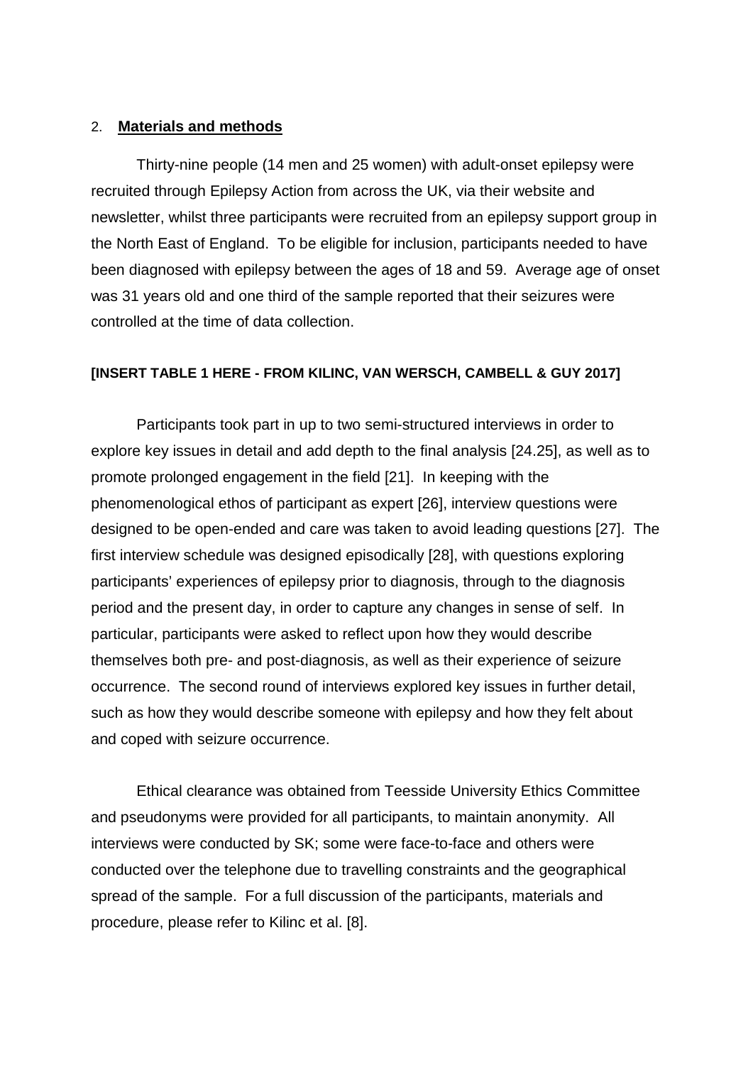## 2. **Materials and methods**

Thirty-nine people (14 men and 25 women) with adult-onset epilepsy were recruited through Epilepsy Action from across the UK, via their website and newsletter, whilst three participants were recruited from an epilepsy support group in the North East of England. To be eligible for inclusion, participants needed to have been diagnosed with epilepsy between the ages of 18 and 59. Average age of onset was 31 years old and one third of the sample reported that their seizures were controlled at the time of data collection.

**[INSERT TABLE 1 HERE - FROM KILINC, VAN WERSCH, CAMBELL & GUY 2017]**

Participants took part in up to two semi-structured interviews in order to explore key issues in detail and add depth to the final analysis [24.25], as well as to promote prolonged engagement in the field [21]. In keeping with the phenomenological ethos of participant as expert [26], interview questions were designed to be open-ended and care was taken to avoid leading questions [27]. The first interview schedule was designed episodically [28], with questions exploring participants' experiences of epilepsy prior to diagnosis, through to the diagnosis period and the present day, in order to capture any changes in sense of self. In particular, participants were asked to reflect upon how they would describe themselves both pre- and post-diagnosis, as well as their experience of seizure occurrence. The second round of interviews explored key issues in further detail, such as how they would describe someone with epilepsy and how they felt about and coped with seizure occurrence.

Ethical clearance was obtained from Teesside University Ethics Committee and pseudonyms were provided for all participants, to maintain anonymity. All interviews were conducted by SK; some were face-to-face and others were conducted over the telephone due to travelling constraints and the geographical spread of the sample. For a full discussion of the participants, materials and procedure, please refer to Kilinc et al. [8].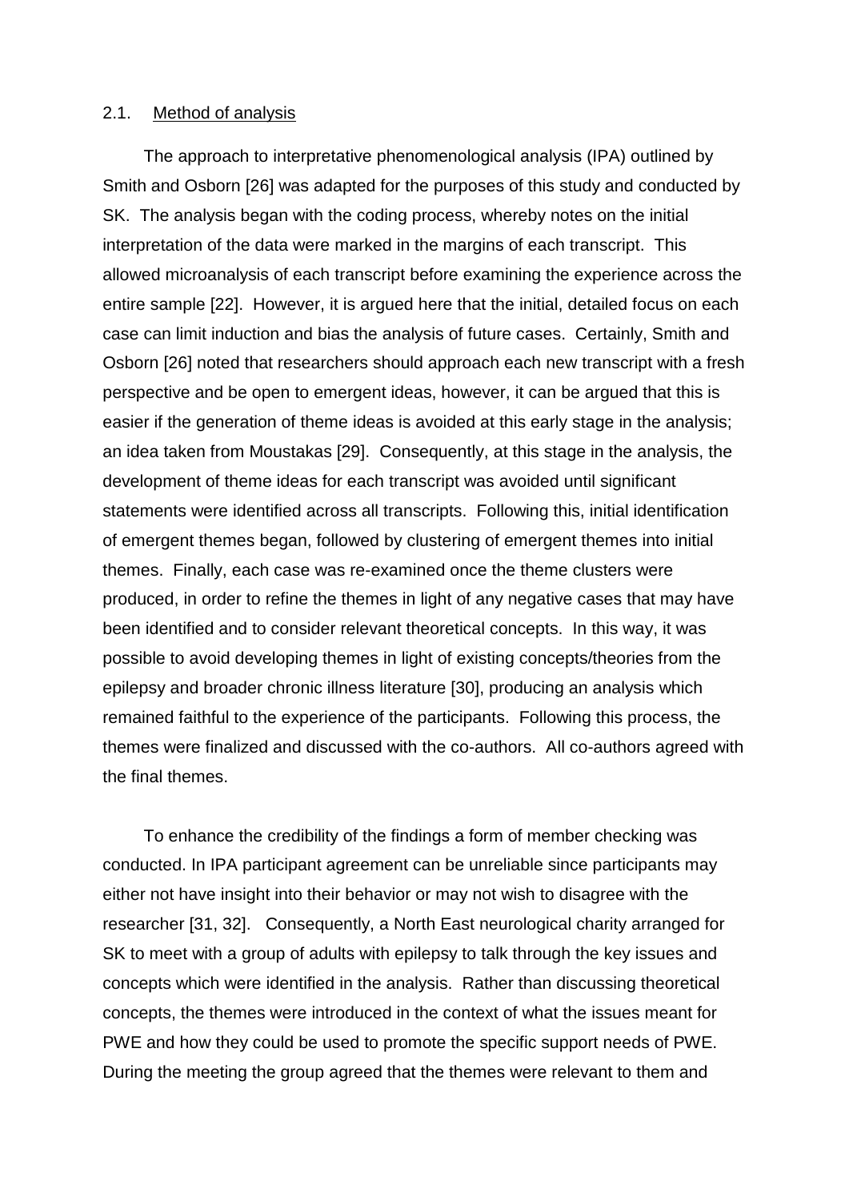### 2.1. Method of analysis

The approach to interpretative phenomenological analysis (IPA) outlined by Smith and Osborn [26] was adapted for the purposes of this study and conducted by SK. The analysis began with the coding process, whereby notes on the initial interpretation of the data were marked in the margins of each transcript. This allowed microanalysis of each transcript before examining the experience across the entire sample [22]. However, it is argued here that the initial, detailed focus on each case can limit induction and bias the analysis of future cases. Certainly, Smith and Osborn [26] noted that researchers should approach each new transcript with a fresh perspective and be open to emergent ideas, however, it can be argued that this is easier if the generation of theme ideas is avoided at this early stage in the analysis; an idea taken from Moustakas [29]. Consequently, at this stage in the analysis, the development of theme ideas for each transcript was avoided until significant statements were identified across all transcripts. Following this, initial identification of emergent themes began, followed by clustering of emergent themes into initial themes. Finally, each case was re-examined once the theme clusters were produced, in order to refine the themes in light of any negative cases that may have been identified and to consider relevant theoretical concepts. In this way, it was possible to avoid developing themes in light of existing concepts/theories from the epilepsy and broader chronic illness literature [30], producing an analysis which remained faithful to the experience of the participants. Following this process, the themes were finalized and discussed with the co-authors. All co-authors agreed with the final themes.

To enhance the credibility of the findings a form of member checking was conducted. In IPA participant agreement can be unreliable since participants may either not have insight into their behavior or may not wish to disagree with the researcher [31, 32]. Consequently, a North East neurological charity arranged for SK to meet with a group of adults with epilepsy to talk through the key issues and concepts which were identified in the analysis. Rather than discussing theoretical concepts, the themes were introduced in the context of what the issues meant for PWE and how they could be used to promote the specific support needs of PWE. During the meeting the group agreed that the themes were relevant to them and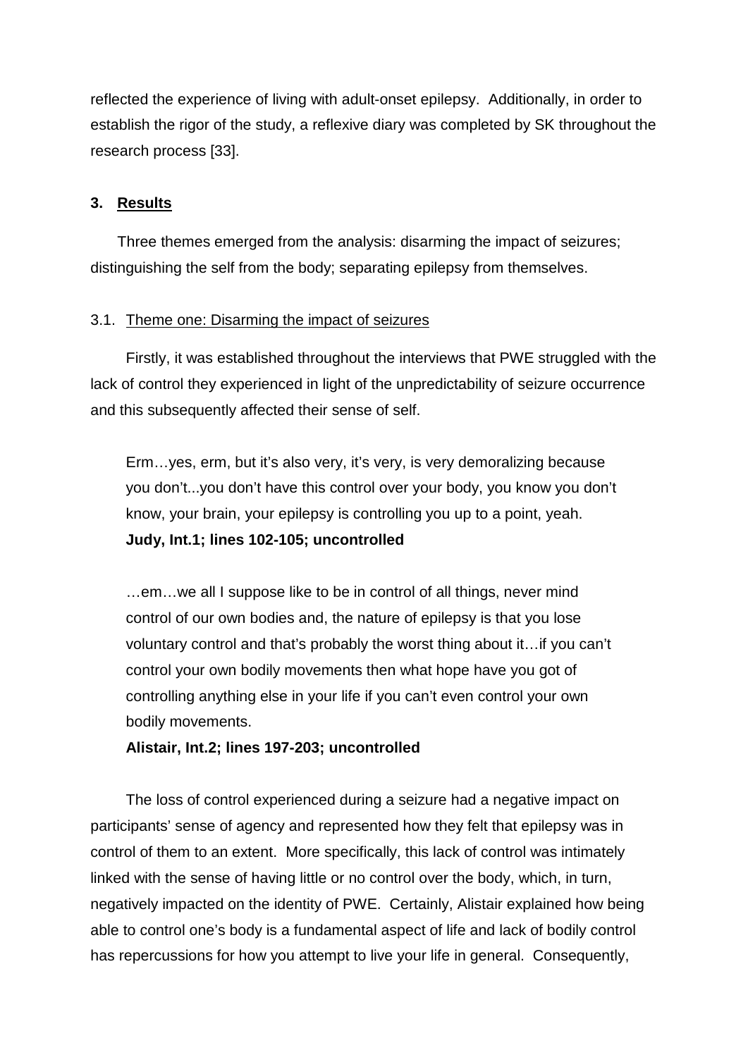reflected the experience of living with adult-onset epilepsy. Additionally, in order to establish the rigor of the study, a reflexive diary was completed by SK throughout the research process [33].

## 3. Results

Three themes emerged from the analysis: disarming the impact of seizures; distinguishing the self from the body; separating epilepsy from themselves.

### 3.1. Theme one: Disarming the impact of seizures

Firstly, it was established throughout the interviews that PWE struggled with the lack of control they experienced in light of the unpredictability of seizure occurrence and this subsequently affected their sense of self.

> Erm…yes, erm, but it's also very, it's very, is very demoralizing because you don't...you don't have this control over your body, you know you don't know, your brain, your epilepsy is controlling you up to a point, yeah.
> **Judy, Int.1; lines 102-105; uncontrolled**

> …em…we all I suppose like to be in control of all things, never mind control of our own bodies and, the nature of epilepsy is that you lose voluntary control and that's probably the worst thing about it…if you can't control your own bodily movements then what hope have you got of controlling anything else in your life if you can't even control your own bodily movements.
> **Alistair, Int.2; lines 197-203; uncontrolled**

The loss of control experienced during a seizure had a negative impact on participants' sense of agency and represented how they felt that epilepsy was in control of them to an extent. More specifically, this lack of control was intimately linked with the sense of having little or no control over the body, which, in turn, negatively impacted on the identity of PWE. Certainly, Alistair explained how being able to control one's body is a fundamental aspect of life and lack of bodily control has repercussions for how you attempt to live your life in general. Consequently,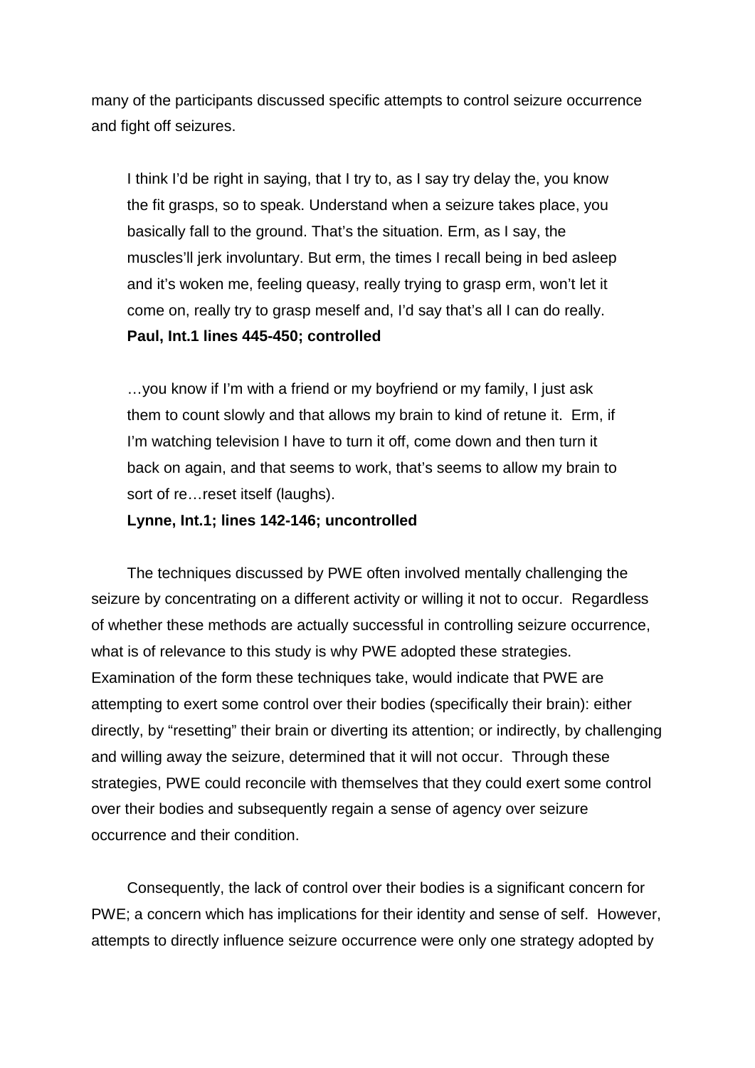many of the participants discussed specific attempts to control seizure occurrence and fight off seizures.

> I think I'd be right in saying, that I try to, as I say try delay the, you know the fit grasps, so to speak. Understand when a seizure takes place, you basically fall to the ground. That's the situation. Erm, as I say, the muscles'll jerk involuntary. But erm, the times I recall being in bed asleep and it's woken me, feeling queasy, really trying to grasp erm, won't let it come on, really try to grasp meself and, I'd say that's all I can do really.
> **Paul, Int.1 lines 445-450; controlled**

> …you know if I'm with a friend or my boyfriend or my family, I just ask them to count slowly and that allows my brain to kind of retune it. Erm, if I'm watching television I have to turn it off, come down and then turn it back on again, and that seems to work, that's seems to allow my brain to sort of re…reset itself (laughs).
> **Lynne, Int.1; lines 142-146; uncontrolled**

The techniques discussed by PWE often involved mentally challenging the seizure by concentrating on a different activity or willing it not to occur. Regardless of whether these methods are actually successful in controlling seizure occurrence, what is of relevance to this study is why PWE adopted these strategies. Examination of the form these techniques take, would indicate that PWE are attempting to exert some control over their bodies (specifically their brain): either directly, by "resetting" their brain or diverting its attention; or indirectly, by challenging and willing away the seizure, determined that it will not occur. Through these strategies, PWE could reconcile with themselves that they could exert some control over their bodies and subsequently regain a sense of agency over seizure occurrence and their condition.

Consequently, the lack of control over their bodies is a significant concern for PWE; a concern which has implications for their identity and sense of self. However, attempts to directly influence seizure occurrence were only one strategy adopted by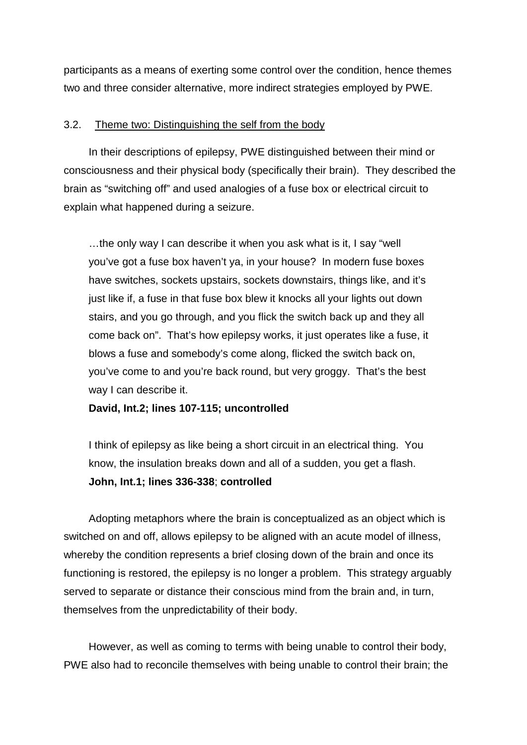participants as a means of exerting some control over the condition, hence themes two and three consider alternative, more indirect strategies employed by PWE.

### 3.2. Theme two: Distinguishing the self from the body

In their descriptions of epilepsy, PWE distinguished between their mind or consciousness and their physical body (specifically their brain). They described the brain as "switching off" and used analogies of a fuse box or electrical circuit to explain what happened during a seizure.

> …the only way I can describe it when you ask what is it, I say "well you've got a fuse box haven't ya, in your house? In modern fuse boxes have switches, sockets upstairs, sockets downstairs, things like, and it's just like if, a fuse in that fuse box blew it knocks all your lights out down stairs, and you go through, and you flick the switch back up and they all come back on". That's how epilepsy works, it just operates like a fuse, it blows a fuse and somebody's come along, flicked the switch back on, you've come to and you're back round, but very groggy. That's the best way I can describe it.
>
> **David, Int.2; lines 107-115; uncontrolled**

> I think of epilepsy as like being a short circuit in an electrical thing. You know, the insulation breaks down and all of a sudden, you get a flash.
>
> **John, Int.1; lines 336-338**; **controlled**

Adopting metaphors where the brain is conceptualized as an object which is switched on and off, allows epilepsy to be aligned with an acute model of illness, whereby the condition represents a brief closing down of the brain and once its functioning is restored, the epilepsy is no longer a problem. This strategy arguably served to separate or distance their conscious mind from the brain and, in turn, themselves from the unpredictability of their body.

However, as well as coming to terms with being unable to control their body, PWE also had to reconcile themselves with being unable to control their brain; the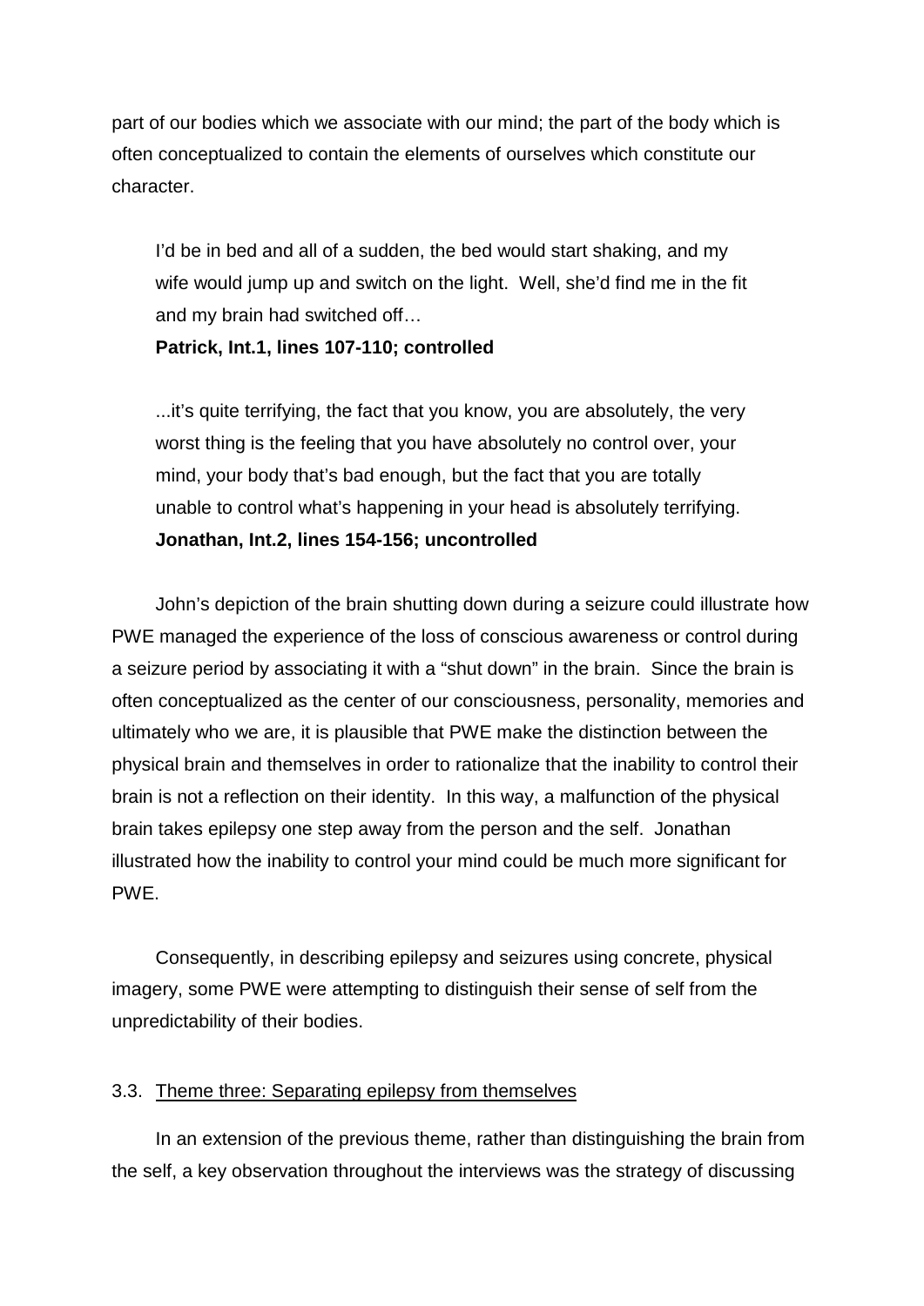part of our bodies which we associate with our mind; the part of the body which is often conceptualized to contain the elements of ourselves which constitute our character.

> I'd be in bed and all of a sudden, the bed would start shaking, and my wife would jump up and switch on the light. Well, she'd find me in the fit and my brain had switched off…
> **Patrick, Int.1, lines 107-110; controlled**

> ...it's quite terrifying, the fact that you know, you are absolutely, the very worst thing is the feeling that you have absolutely no control over, your mind, your body that's bad enough, but the fact that you are totally unable to control what's happening in your head is absolutely terrifying.
> **Jonathan, Int.2, lines 154-156; uncontrolled**

John's depiction of the brain shutting down during a seizure could illustrate how PWE managed the experience of the loss of conscious awareness or control during a seizure period by associating it with a "shut down" in the brain. Since the brain is often conceptualized as the center of our consciousness, personality, memories and ultimately who we are, it is plausible that PWE make the distinction between the physical brain and themselves in order to rationalize that the inability to control their brain is not a reflection on their identity. In this way, a malfunction of the physical brain takes epilepsy one step away from the person and the self. Jonathan illustrated how the inability to control your mind could be much more significant for PWE.

Consequently, in describing epilepsy and seizures using concrete, physical imagery, some PWE were attempting to distinguish their sense of self from the unpredictability of their bodies.

### 3.3. Theme three: Separating epilepsy from themselves

In an extension of the previous theme, rather than distinguishing the brain from the self, a key observation throughout the interviews was the strategy of discussing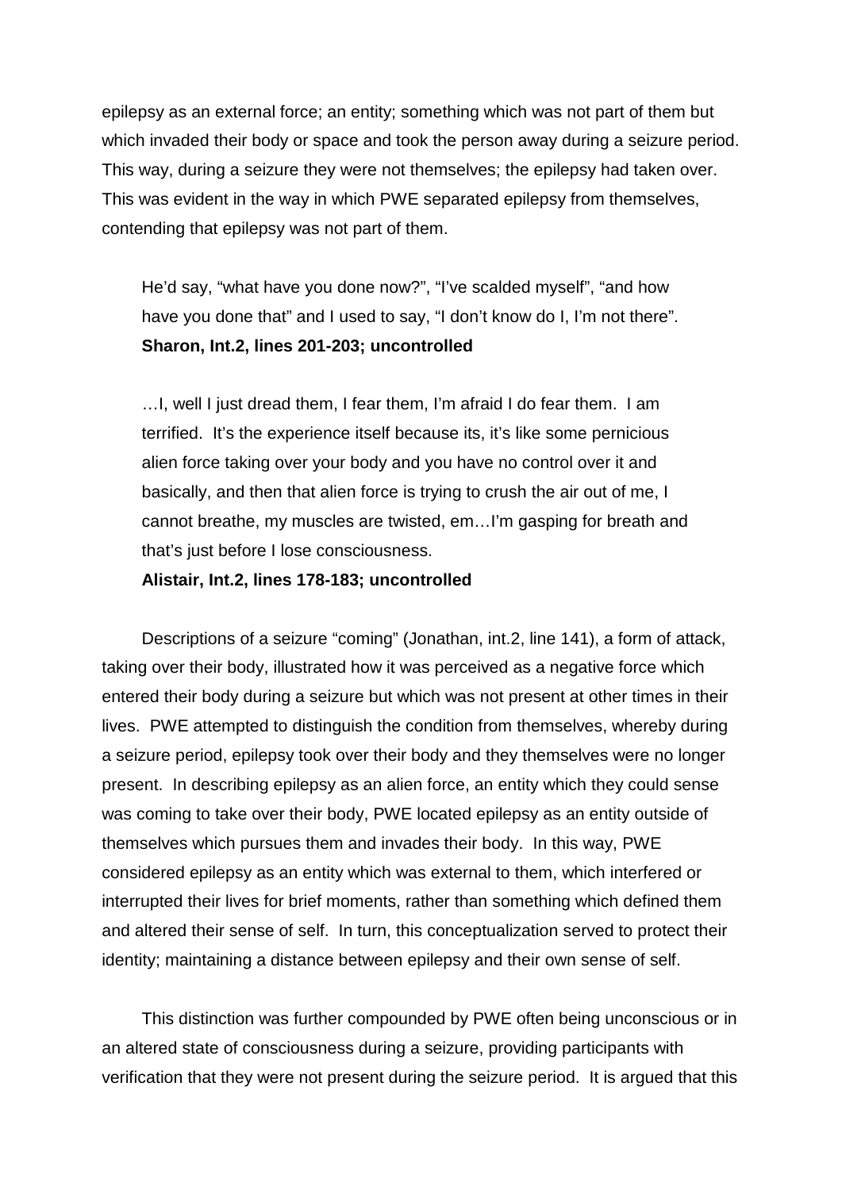epilepsy as an external force; an entity; something which was not part of them but which invaded their body or space and took the person away during a seizure period. This way, during a seizure they were not themselves; the epilepsy had taken over. This was evident in the way in which PWE separated epilepsy from themselves, contending that epilepsy was not part of them.

> He'd say, "what have you done now?", "I've scalded myself", "and how have you done that" and I used to say, "I don't know do I, I'm not there".
> **Sharon, Int.2, lines 201-203; uncontrolled**

> …I, well I just dread them, I fear them, I'm afraid I do fear them. I am terrified. It's the experience itself because its, it's like some pernicious alien force taking over your body and you have no control over it and basically, and then that alien force is trying to crush the air out of me, I cannot breathe, my muscles are twisted, em…I'm gasping for breath and that's just before I lose consciousness.
> **Alistair, Int.2, lines 178-183; uncontrolled**

Descriptions of a seizure "coming" (Jonathan, int.2, line 141), a form of attack, taking over their body, illustrated how it was perceived as a negative force which entered their body during a seizure but which was not present at other times in their lives. PWE attempted to distinguish the condition from themselves, whereby during a seizure period, epilepsy took over their body and they themselves were no longer present. In describing epilepsy as an alien force, an entity which they could sense was coming to take over their body, PWE located epilepsy as an entity outside of themselves which pursues them and invades their body. In this way, PWE considered epilepsy as an entity which was external to them, which interfered or interrupted their lives for brief moments, rather than something which defined them and altered their sense of self. In turn, this conceptualization served to protect their identity; maintaining a distance between epilepsy and their own sense of self.

This distinction was further compounded by PWE often being unconscious or in an altered state of consciousness during a seizure, providing participants with verification that they were not present during the seizure period. It is argued that this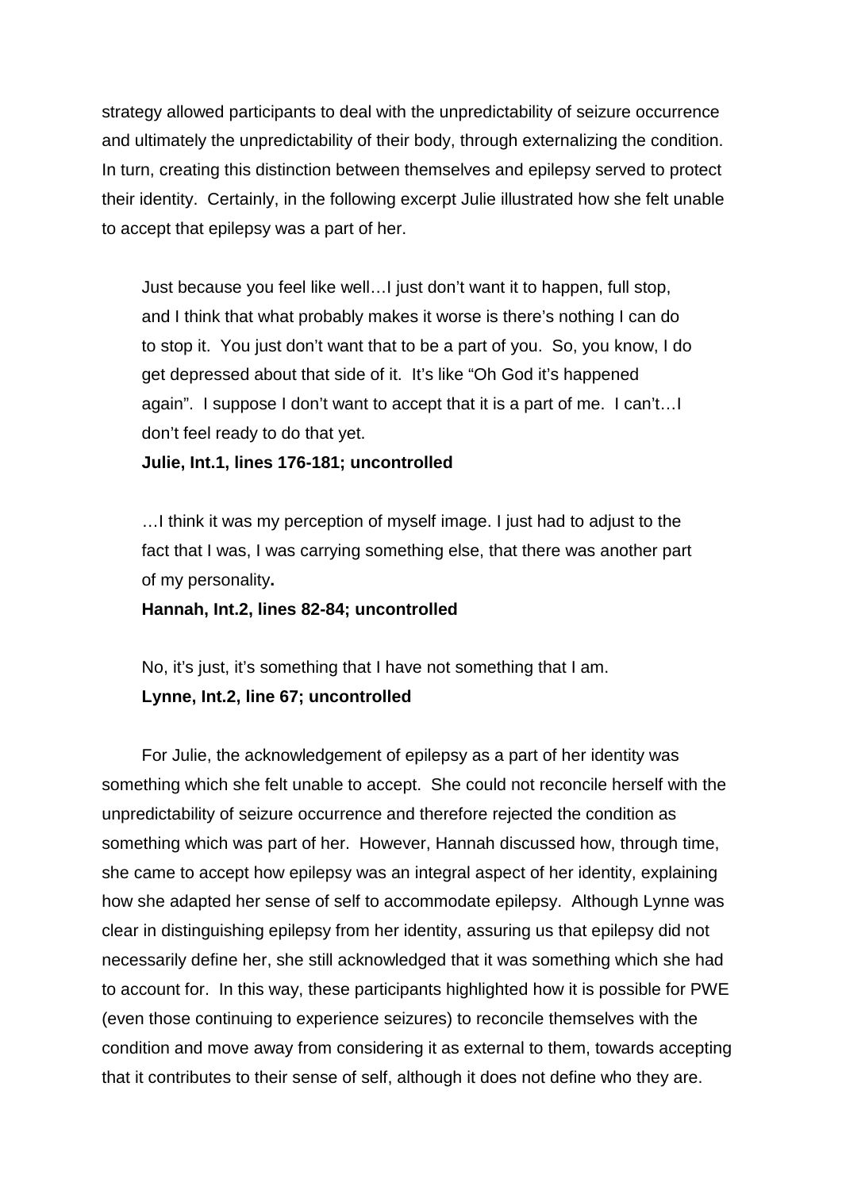strategy allowed participants to deal with the unpredictability of seizure occurrence and ultimately the unpredictability of their body, through externalizing the condition. In turn, creating this distinction between themselves and epilepsy served to protect their identity. Certainly, in the following excerpt Julie illustrated how she felt unable to accept that epilepsy was a part of her.

> Just because you feel like well…I just don't want it to happen, full stop, and I think that what probably makes it worse is there's nothing I can do to stop it. You just don't want that to be a part of you. So, you know, I do get depressed about that side of it. It's like "Oh God it's happened again". I suppose I don't want to accept that it is a part of me. I can't…I don't feel ready to do that yet.
>
> **Julie, Int.1, lines 176-181; uncontrolled**

> …I think it was my perception of myself image. I just had to adjust to the fact that I was, I was carrying something else, that there was another part of my personality**.**
>
> **Hannah, Int.2, lines 82-84; uncontrolled**

> No, it's just, it's something that I have not something that I am.
>
> **Lynne, Int.2, line 67; uncontrolled**

For Julie, the acknowledgement of epilepsy as a part of her identity was something which she felt unable to accept. She could not reconcile herself with the unpredictability of seizure occurrence and therefore rejected the condition as something which was part of her. However, Hannah discussed how, through time, she came to accept how epilepsy was an integral aspect of her identity, explaining how she adapted her sense of self to accommodate epilepsy. Although Lynne was clear in distinguishing epilepsy from her identity, assuring us that epilepsy did not necessarily define her, she still acknowledged that it was something which she had to account for. In this way, these participants highlighted how it is possible for PWE (even those continuing to experience seizures) to reconcile themselves with the condition and move away from considering it as external to them, towards accepting that it contributes to their sense of self, although it does not define who they are.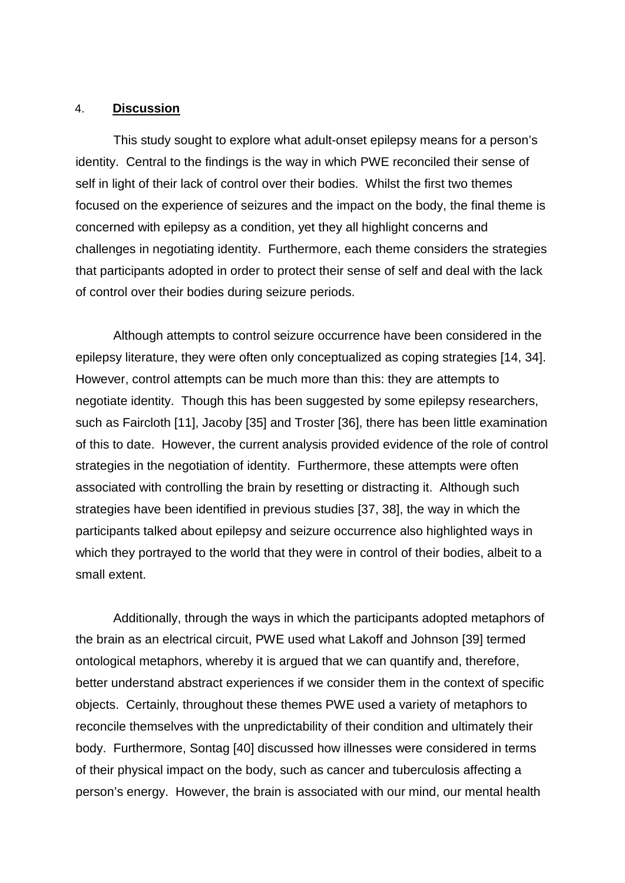## 4. **Discussion**

This study sought to explore what adult-onset epilepsy means for a person's identity. Central to the findings is the way in which PWE reconciled their sense of self in light of their lack of control over their bodies. Whilst the first two themes focused on the experience of seizures and the impact on the body, the final theme is concerned with epilepsy as a condition, yet they all highlight concerns and challenges in negotiating identity. Furthermore, each theme considers the strategies that participants adopted in order to protect their sense of self and deal with the lack of control over their bodies during seizure periods.

Although attempts to control seizure occurrence have been considered in the epilepsy literature, they were often only conceptualized as coping strategies [14, 34]. However, control attempts can be much more than this: they are attempts to negotiate identity. Though this has been suggested by some epilepsy researchers, such as Faircloth [11], Jacoby [35] and Troster [36], there has been little examination of this to date. However, the current analysis provided evidence of the role of control strategies in the negotiation of identity. Furthermore, these attempts were often associated with controlling the brain by resetting or distracting it. Although such strategies have been identified in previous studies [37, 38], the way in which the participants talked about epilepsy and seizure occurrence also highlighted ways in which they portrayed to the world that they were in control of their bodies, albeit to a small extent.

Additionally, through the ways in which the participants adopted metaphors of the brain as an electrical circuit, PWE used what Lakoff and Johnson [39] termed ontological metaphors, whereby it is argued that we can quantify and, therefore, better understand abstract experiences if we consider them in the context of specific objects. Certainly, throughout these themes PWE used a variety of metaphors to reconcile themselves with the unpredictability of their condition and ultimately their body. Furthermore, Sontag [40] discussed how illnesses were considered in terms of their physical impact on the body, such as cancer and tuberculosis affecting a person's energy. However, the brain is associated with our mind, our mental health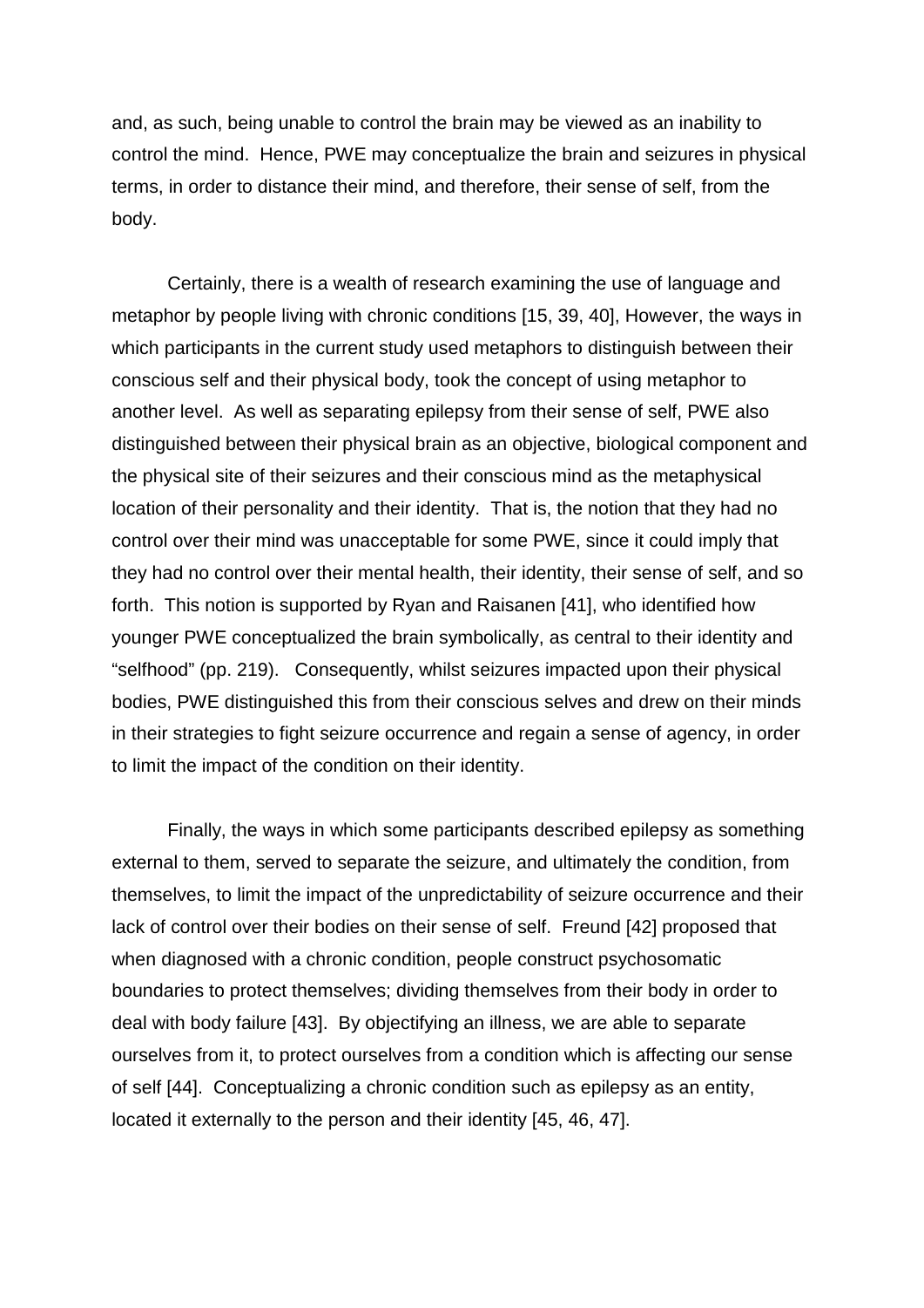and, as such, being unable to control the brain may be viewed as an inability to control the mind. Hence, PWE may conceptualize the brain and seizures in physical terms, in order to distance their mind, and therefore, their sense of self, from the body.

Certainly, there is a wealth of research examining the use of language and metaphor by people living with chronic conditions [15, 39, 40], However, the ways in which participants in the current study used metaphors to distinguish between their conscious self and their physical body, took the concept of using metaphor to another level. As well as separating epilepsy from their sense of self, PWE also distinguished between their physical brain as an objective, biological component and the physical site of their seizures and their conscious mind as the metaphysical location of their personality and their identity. That is, the notion that they had no control over their mind was unacceptable for some PWE, since it could imply that they had no control over their mental health, their identity, their sense of self, and so forth. This notion is supported by Ryan and Raisanen [41], who identified how younger PWE conceptualized the brain symbolically, as central to their identity and "selfhood" (pp. 219). Consequently, whilst seizures impacted upon their physical bodies, PWE distinguished this from their conscious selves and drew on their minds in their strategies to fight seizure occurrence and regain a sense of agency, in order to limit the impact of the condition on their identity.

Finally, the ways in which some participants described epilepsy as something external to them, served to separate the seizure, and ultimately the condition, from themselves, to limit the impact of the unpredictability of seizure occurrence and their lack of control over their bodies on their sense of self. Freund [42] proposed that when diagnosed with a chronic condition, people construct psychosomatic boundaries to protect themselves; dividing themselves from their body in order to deal with body failure [43]. By objectifying an illness, we are able to separate ourselves from it, to protect ourselves from a condition which is affecting our sense of self [44]. Conceptualizing a chronic condition such as epilepsy as an entity, located it externally to the person and their identity [45, 46, 47].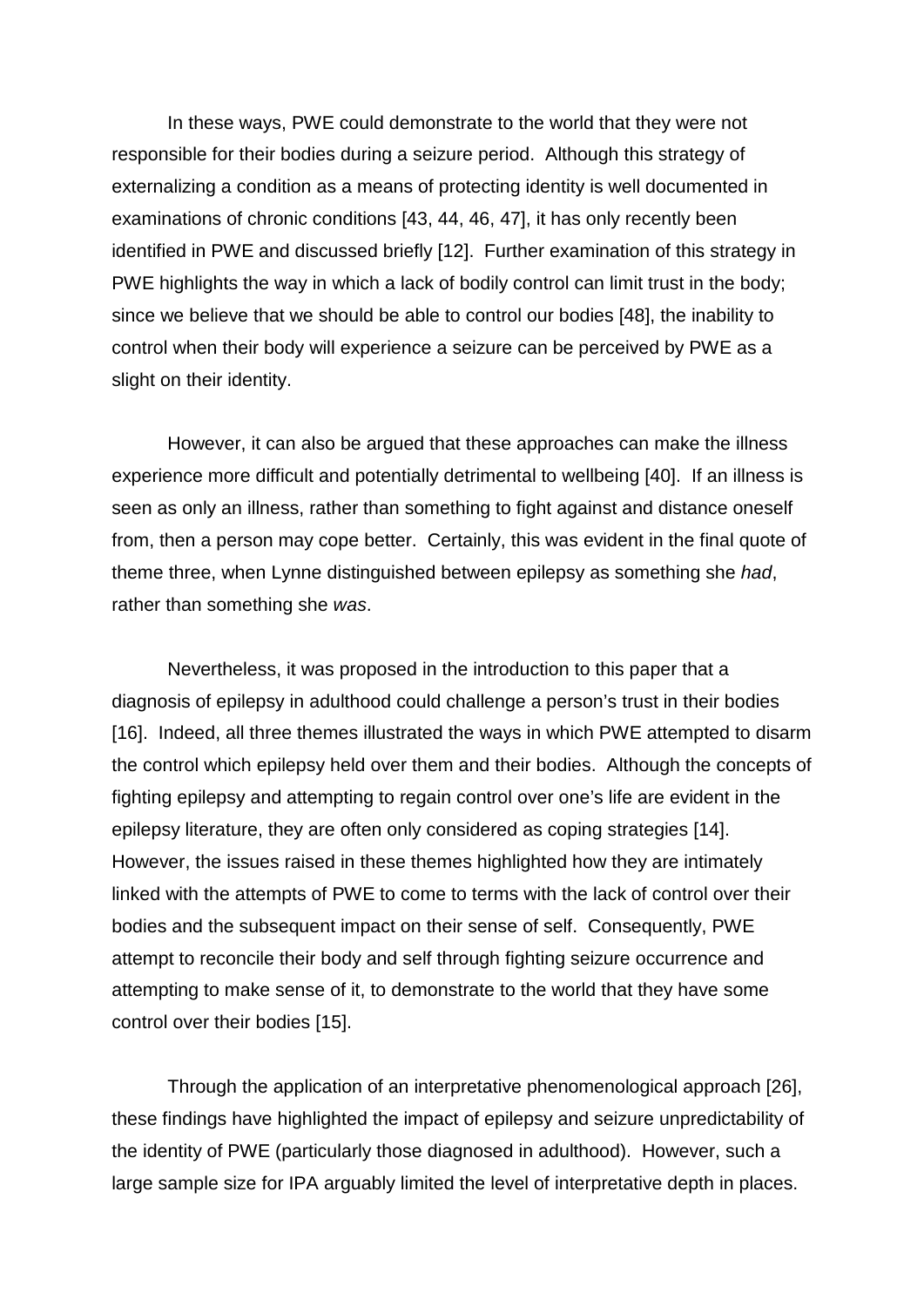In these ways, PWE could demonstrate to the world that they were not responsible for their bodies during a seizure period. Although this strategy of externalizing a condition as a means of protecting identity is well documented in examinations of chronic conditions [43, 44, 46, 47], it has only recently been identified in PWE and discussed briefly [12]. Further examination of this strategy in PWE highlights the way in which a lack of bodily control can limit trust in the body; since we believe that we should be able to control our bodies [48], the inability to control when their body will experience a seizure can be perceived by PWE as a slight on their identity.

However, it can also be argued that these approaches can make the illness experience more difficult and potentially detrimental to wellbeing [40]. If an illness is seen as only an illness, rather than something to fight against and distance oneself from, then a person may cope better. Certainly, this was evident in the final quote of theme three, when Lynne distinguished between epilepsy as something she *had*, rather than something she *was*.

Nevertheless, it was proposed in the introduction to this paper that a diagnosis of epilepsy in adulthood could challenge a person's trust in their bodies [16]. Indeed, all three themes illustrated the ways in which PWE attempted to disarm the control which epilepsy held over them and their bodies. Although the concepts of fighting epilepsy and attempting to regain control over one's life are evident in the epilepsy literature, they are often only considered as coping strategies [14]. However, the issues raised in these themes highlighted how they are intimately linked with the attempts of PWE to come to terms with the lack of control over their bodies and the subsequent impact on their sense of self. Consequently, PWE attempt to reconcile their body and self through fighting seizure occurrence and attempting to make sense of it, to demonstrate to the world that they have some control over their bodies [15].

Through the application of an interpretative phenomenological approach [26], these findings have highlighted the impact of epilepsy and seizure unpredictability of the identity of PWE (particularly those diagnosed in adulthood). However, such a large sample size for IPA arguably limited the level of interpretative depth in places.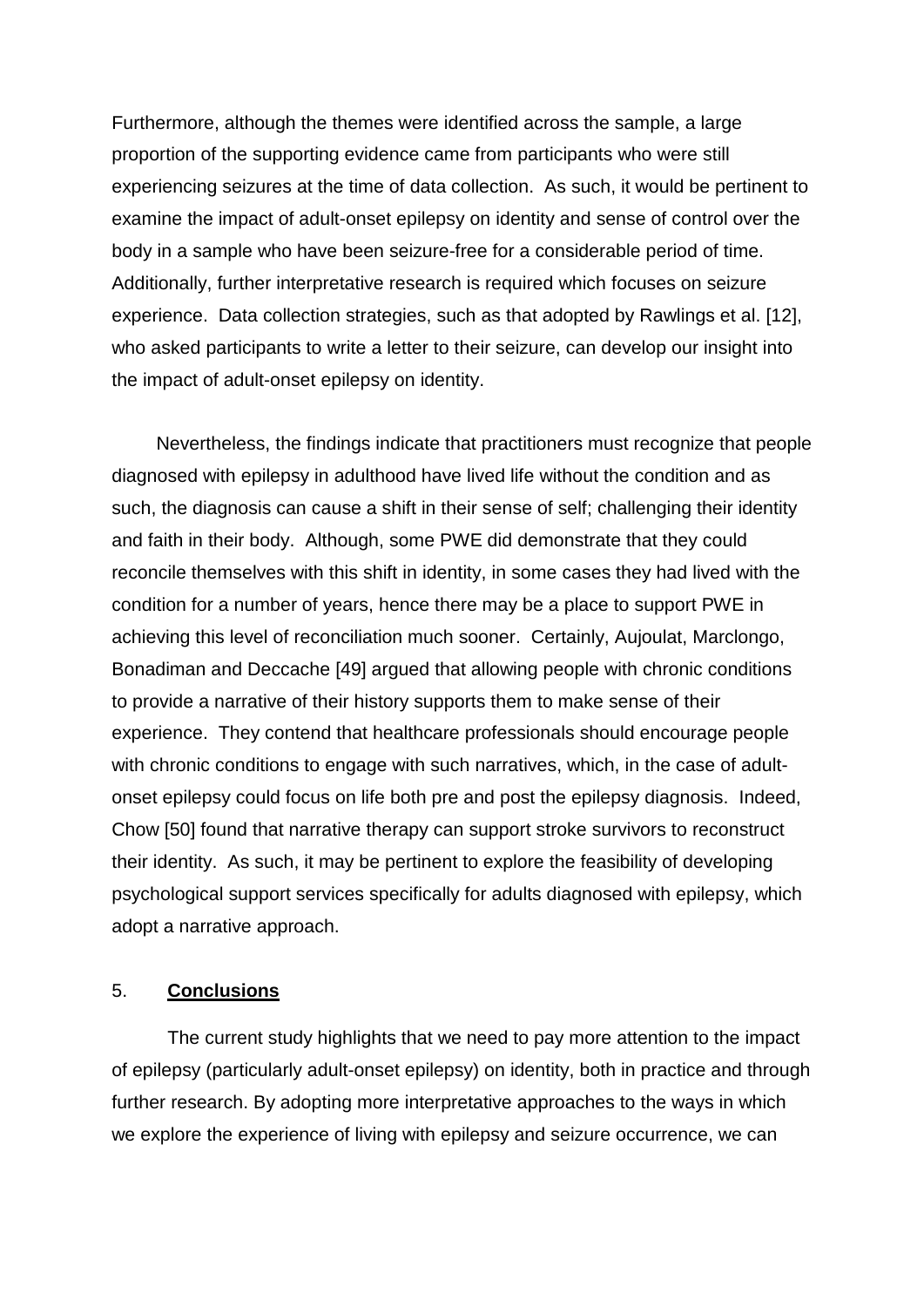Furthermore, although the themes were identified across the sample, a large proportion of the supporting evidence came from participants who were still experiencing seizures at the time of data collection. As such, it would be pertinent to examine the impact of adult-onset epilepsy on identity and sense of control over the body in a sample who have been seizure-free for a considerable period of time. Additionally, further interpretative research is required which focuses on seizure experience. Data collection strategies, such as that adopted by Rawlings et al. [12], who asked participants to write a letter to their seizure, can develop our insight into the impact of adult-onset epilepsy on identity.

Nevertheless, the findings indicate that practitioners must recognize that people diagnosed with epilepsy in adulthood have lived life without the condition and as such, the diagnosis can cause a shift in their sense of self; challenging their identity and faith in their body. Although, some PWE did demonstrate that they could reconcile themselves with this shift in identity, in some cases they had lived with the condition for a number of years, hence there may be a place to support PWE in achieving this level of reconciliation much sooner. Certainly, Aujoulat, Marclongo, Bonadiman and Deccache [49] argued that allowing people with chronic conditions to provide a narrative of their history supports them to make sense of their experience. They contend that healthcare professionals should encourage people with chronic conditions to engage with such narratives, which, in the case of adult-onset epilepsy could focus on life both pre and post the epilepsy diagnosis. Indeed, Chow [50] found that narrative therapy can support stroke survivors to reconstruct their identity. As such, it may be pertinent to explore the feasibility of developing psychological support services specifically for adults diagnosed with epilepsy, which adopt a narrative approach.

## 5. **Conclusions**

The current study highlights that we need to pay more attention to the impact of epilepsy (particularly adult-onset epilepsy) on identity, both in practice and through further research. By adopting more interpretative approaches to the ways in which we explore the experience of living with epilepsy and seizure occurrence, we can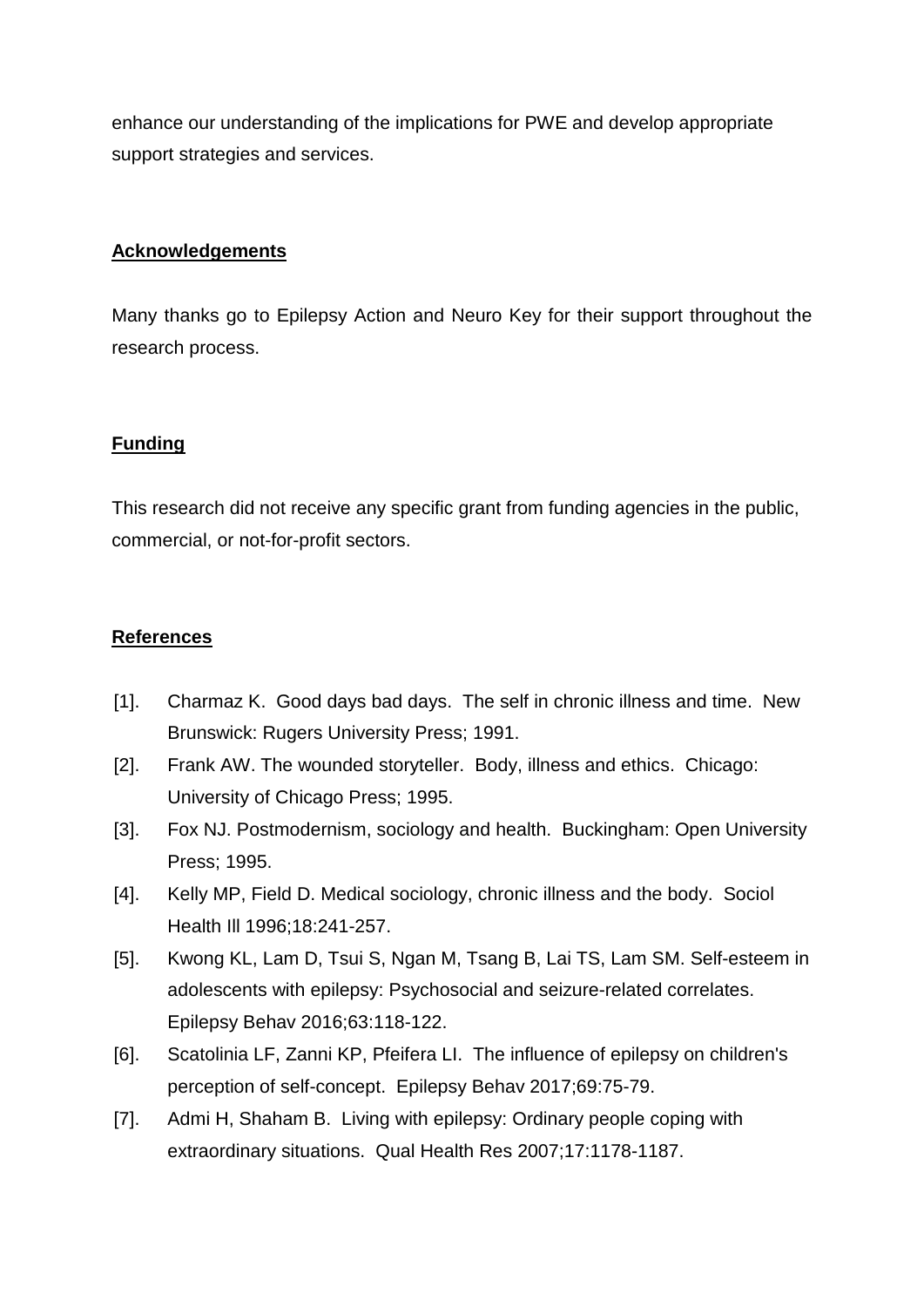enhance our understanding of the implications for PWE and develop appropriate support strategies and services.

## Acknowledgements

Many thanks go to Epilepsy Action and Neuro Key for their support throughout the research process.

## Funding

This research did not receive any specific grant from funding agencies in the public, commercial, or not-for-profit sectors.

## References

[1]. Charmaz K. Good days bad days. The self in chronic illness and time. New Brunswick: Rugers University Press; 1991.

[2]. Frank AW. The wounded storyteller. Body, illness and ethics. Chicago: University of Chicago Press; 1995.

[3]. Fox NJ. Postmodernism, sociology and health. Buckingham: Open University Press; 1995.

[4]. Kelly MP, Field D. Medical sociology, chronic illness and the body. Sociol Health Ill 1996;18:241-257.

[5]. Kwong KL, Lam D, Tsui S, Ngan M, Tsang B, Lai TS, Lam SM. Self-esteem in adolescents with epilepsy: Psychosocial and seizure-related correlates. Epilepsy Behav 2016;63:118-122.

[6]. Scatolinia LF, Zanni KP, Pfeifera LI. The influence of epilepsy on children's perception of self-concept. Epilepsy Behav 2017;69:75-79.

[7]. Admi H, Shaham B. Living with epilepsy: Ordinary people coping with extraordinary situations. Qual Health Res 2007;17:1178-1187.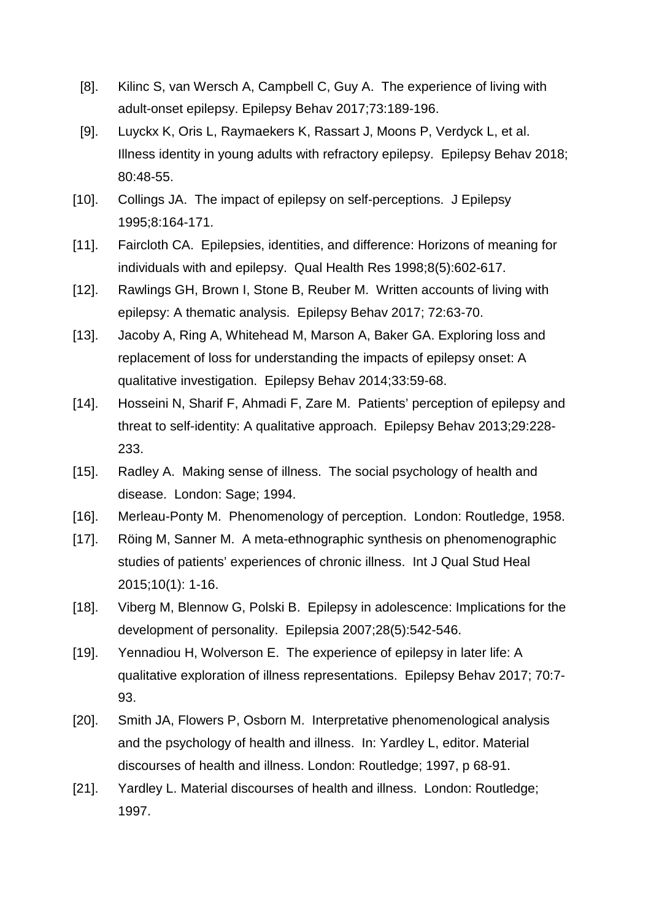[8]. Kilinc S, van Wersch A, Campbell C, Guy A. The experience of living with adult-onset epilepsy. Epilepsy Behav 2017;73:189-196.

[9]. Luyckx K, Oris L, Raymaekers K, Rassart J, Moons P, Verdyck L, et al. Illness identity in young adults with refractory epilepsy. Epilepsy Behav 2018; 80:48-55.

[10]. Collings JA. The impact of epilepsy on self-perceptions. J Epilepsy 1995;8:164-171.

[11]. Faircloth CA. Epilepsies, identities, and difference: Horizons of meaning for individuals with and epilepsy. Qual Health Res 1998;8(5):602-617.

[12]. Rawlings GH, Brown I, Stone B, Reuber M. Written accounts of living with epilepsy: A thematic analysis. Epilepsy Behav 2017; 72:63-70.

[13]. Jacoby A, Ring A, Whitehead M, Marson A, Baker GA. Exploring loss and replacement of loss for understanding the impacts of epilepsy onset: A qualitative investigation. Epilepsy Behav 2014;33:59-68.

[14]. Hosseini N, Sharif F, Ahmadi F, Zare M. Patients' perception of epilepsy and threat to self-identity: A qualitative approach. Epilepsy Behav 2013;29:228-233.

[15]. Radley A. Making sense of illness. The social psychology of health and disease. London: Sage; 1994.

[16]. Merleau-Ponty M. Phenomenology of perception. London: Routledge, 1958.

[17]. Röing M, Sanner M. A meta-ethnographic synthesis on phenomenographic studies of patients' experiences of chronic illness. Int J Qual Stud Heal 2015;10(1): 1-16.

[18]. Viberg M, Blennow G, Polski B. Epilepsy in adolescence: Implications for the development of personality. Epilepsia 2007;28(5):542-546.

[19]. Yennadiou H, Wolverson E. The experience of epilepsy in later life: A qualitative exploration of illness representations. Epilepsy Behav 2017; 70:7-93.

[20]. Smith JA, Flowers P, Osborn M. Interpretative phenomenological analysis and the psychology of health and illness. In: Yardley L, editor. Material discourses of health and illness. London: Routledge; 1997, p 68-91.

[21]. Yardley L. Material discourses of health and illness. London: Routledge; 1997.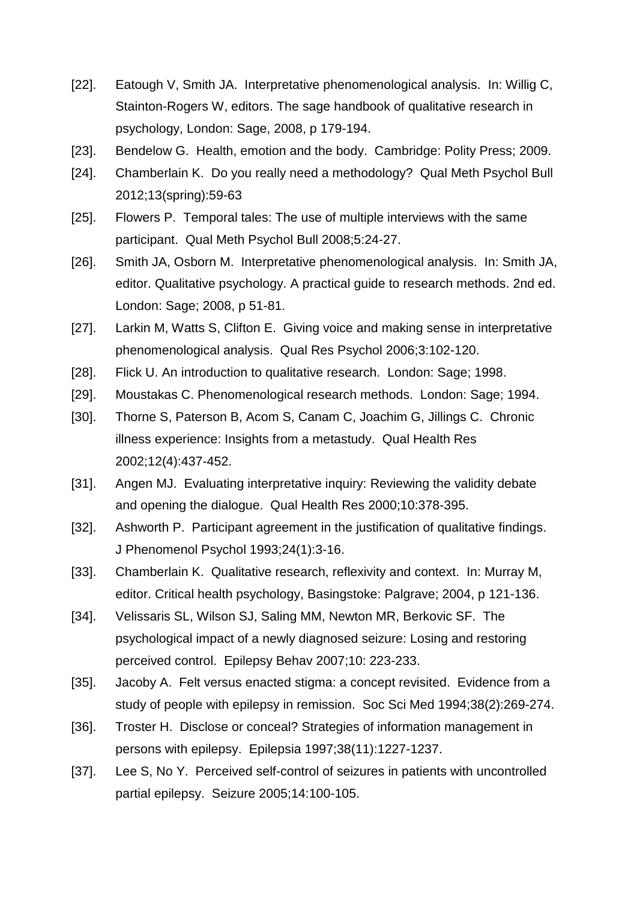[22]. Eatough V, Smith JA. Interpretative phenomenological analysis. In: Willig C, Stainton-Rogers W, editors. The sage handbook of qualitative research in psychology, London: Sage, 2008, p 179-194.

[23]. Bendelow G. Health, emotion and the body. Cambridge: Polity Press; 2009.

[24]. Chamberlain K. Do you really need a methodology? Qual Meth Psychol Bull 2012;13(spring):59-63

[25]. Flowers P. Temporal tales: The use of multiple interviews with the same participant. Qual Meth Psychol Bull 2008;5:24-27.

[26]. Smith JA, Osborn M. Interpretative phenomenological analysis. In: Smith JA, editor. Qualitative psychology. A practical guide to research methods. 2nd ed. London: Sage; 2008, p 51-81.

[27]. Larkin M, Watts S, Clifton E. Giving voice and making sense in interpretative phenomenological analysis. Qual Res Psychol 2006;3:102-120.

[28]. Flick U. An introduction to qualitative research. London: Sage; 1998.

[29]. Moustakas C. Phenomenological research methods. London: Sage; 1994.

[30]. Thorne S, Paterson B, Acom S, Canam C, Joachim G, Jillings C. Chronic illness experience: Insights from a metastudy. Qual Health Res 2002;12(4):437-452.

[31]. Angen MJ. Evaluating interpretative inquiry: Reviewing the validity debate and opening the dialogue. Qual Health Res 2000;10:378-395.

[32]. Ashworth P. Participant agreement in the justification of qualitative findings. J Phenomenol Psychol 1993;24(1):3-16.

[33]. Chamberlain K. Qualitative research, reflexivity and context. In: Murray M, editor. Critical health psychology, Basingstoke: Palgrave; 2004, p 121-136.

[34]. Velissaris SL, Wilson SJ, Saling MM, Newton MR, Berkovic SF. The psychological impact of a newly diagnosed seizure: Losing and restoring perceived control. Epilepsy Behav 2007;10: 223-233.

[35]. Jacoby A. Felt versus enacted stigma: a concept revisited. Evidence from a study of people with epilepsy in remission. Soc Sci Med 1994;38(2):269-274.

[36]. Troster H. Disclose or conceal? Strategies of information management in persons with epilepsy. Epilepsia 1997;38(11):1227-1237.

[37]. Lee S, No Y. Perceived self-control of seizures in patients with uncontrolled partial epilepsy. Seizure 2005;14:100-105.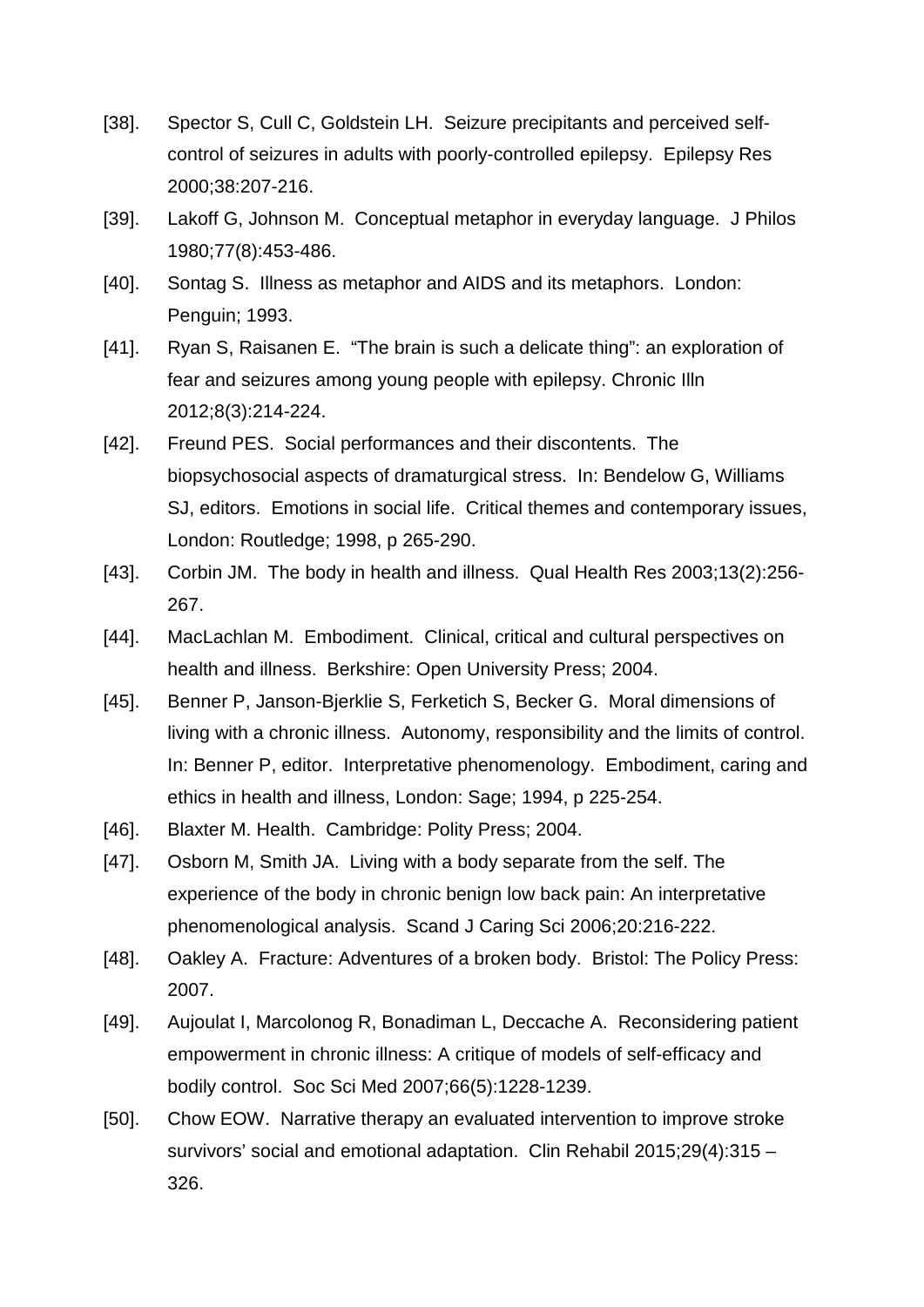[38]. Spector S, Cull C, Goldstein LH. Seizure precipitants and perceived self-control of seizures in adults with poorly-controlled epilepsy. Epilepsy Res 2000;38:207-216.

[39]. Lakoff G, Johnson M. Conceptual metaphor in everyday language. J Philos 1980;77(8):453-486.

[40]. Sontag S. Illness as metaphor and AIDS and its metaphors. London: Penguin; 1993.

[41]. Ryan S, Raisanen E. "The brain is such a delicate thing": an exploration of fear and seizures among young people with epilepsy. Chronic Illn 2012;8(3):214-224.

[42]. Freund PES. Social performances and their discontents. The biopsychosocial aspects of dramaturgical stress. In: Bendelow G, Williams SJ, editors. Emotions in social life. Critical themes and contemporary issues, London: Routledge; 1998, p 265-290.

[43]. Corbin JM. The body in health and illness. Qual Health Res 2003;13(2):256-267.

[44]. MacLachlan M. Embodiment. Clinical, critical and cultural perspectives on health and illness. Berkshire: Open University Press; 2004.

[45]. Benner P, Janson-Bjerklie S, Ferketich S, Becker G. Moral dimensions of living with a chronic illness. Autonomy, responsibility and the limits of control. In: Benner P, editor. Interpretative phenomenology. Embodiment, caring and ethics in health and illness, London: Sage; 1994, p 225-254.

[46]. Blaxter M. Health. Cambridge: Polity Press; 2004.

[47]. Osborn M, Smith JA. Living with a body separate from the self. The experience of the body in chronic benign low back pain: An interpretative phenomenological analysis. Scand J Caring Sci 2006;20:216-222.

[48]. Oakley A. Fracture: Adventures of a broken body. Bristol: The Policy Press: 2007.

[49]. Aujoulat I, Marcolonog R, Bonadiman L, Deccache A. Reconsidering patient empowerment in chronic illness: A critique of models of self-efficacy and bodily control. Soc Sci Med 2007;66(5):1228-1239.

[50]. Chow EOW. Narrative therapy an evaluated intervention to improve stroke survivors' social and emotional adaptation. Clin Rehabil 2015;29(4):315 – 326.